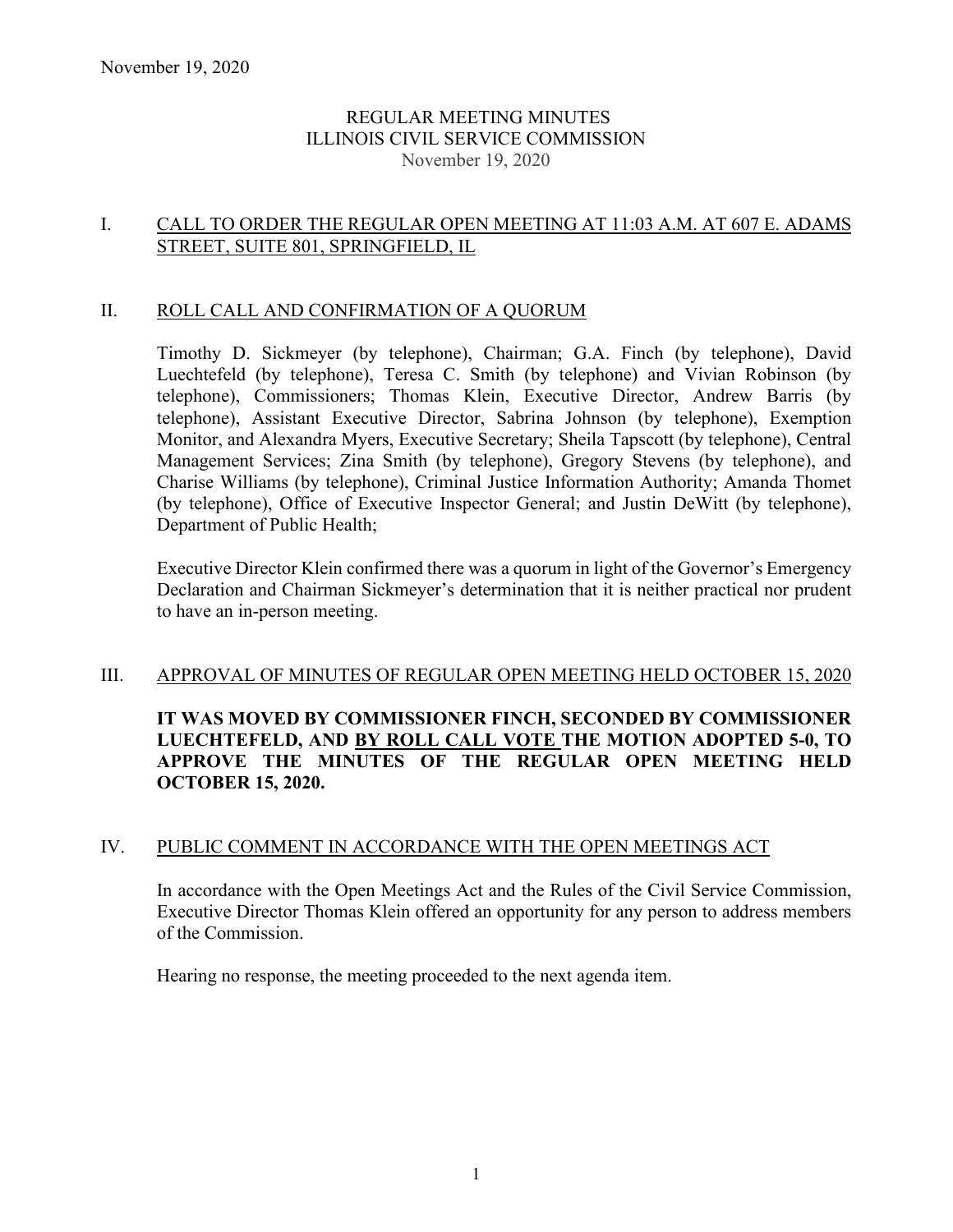November 19, 2020

# REGULAR MEETING MINUTES
# ILLINOIS CIVIL SERVICE COMMISSION
November 19, 2020

## I. CALL TO ORDER THE REGULAR OPEN MEETING AT 11:03 A.M. AT 607 E. ADAMS STREET, SUITE 801, SPRINGFIELD, IL

## II. ROLL CALL AND CONFIRMATION OF A QUORUM

Timothy D. Sickmeyer (by telephone), Chairman; G.A. Finch (by telephone), David Luechtefeld (by telephone), Teresa C. Smith (by telephone) and Vivian Robinson (by telephone), Commissioners; Thomas Klein, Executive Director, Andrew Barris (by telephone), Assistant Executive Director, Sabrina Johnson (by telephone), Exemption Monitor, and Alexandra Myers, Executive Secretary; Sheila Tapscott (by telephone), Central Management Services; Zina Smith (by telephone), Gregory Stevens (by telephone), and Charise Williams (by telephone), Criminal Justice Information Authority; Amanda Thomet (by telephone), Office of Executive Inspector General; and Justin DeWitt (by telephone), Department of Public Health;

Executive Director Klein confirmed there was a quorum in light of the Governor's Emergency Declaration and Chairman Sickmeyer's determination that it is neither practical nor prudent to have an in-person meeting.

## III. APPROVAL OF MINUTES OF REGULAR OPEN MEETING HELD OCTOBER 15, 2020

**IT WAS MOVED BY COMMISSIONER FINCH, SECONDED BY COMMISSIONER LUECHTEFELD, AND BY ROLL CALL VOTE THE MOTION ADOPTED 5-0, TO APPROVE THE MINUTES OF THE REGULAR OPEN MEETING HELD OCTOBER 15, 2020.**

## IV. PUBLIC COMMENT IN ACCORDANCE WITH THE OPEN MEETINGS ACT

In accordance with the Open Meetings Act and the Rules of the Civil Service Commission, Executive Director Thomas Klein offered an opportunity for any person to address members of the Commission.

Hearing no response, the meeting proceeded to the next agenda item.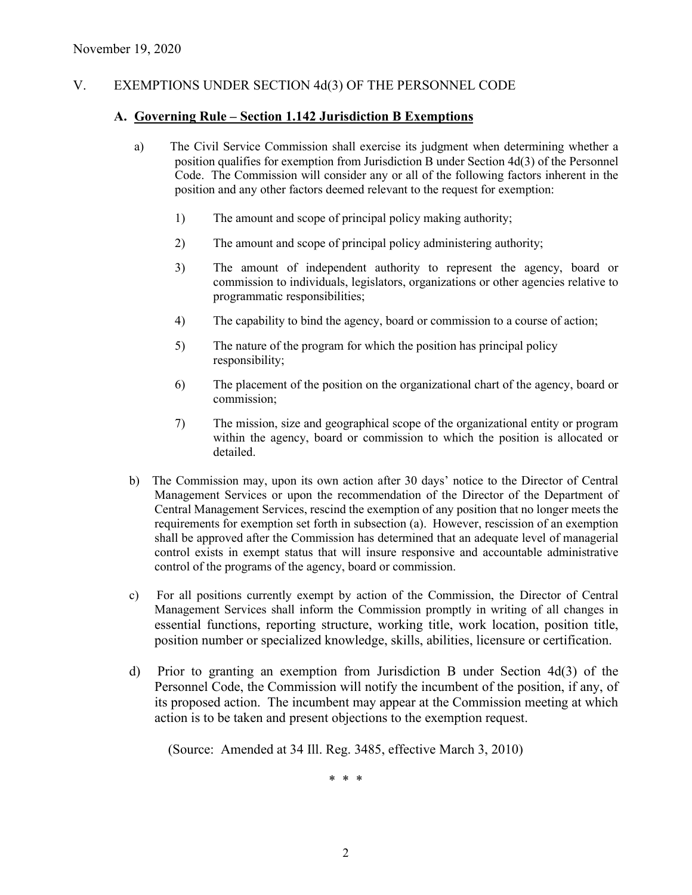November 19, 2020

## V. EXEMPTIONS UNDER SECTION 4d(3) OF THE PERSONNEL CODE

### A. Governing Rule – Section 1.142 Jurisdiction B Exemptions

a) The Civil Service Commission shall exercise its judgment when determining whether a position qualifies for exemption from Jurisdiction B under Section 4d(3) of the Personnel Code. The Commission will consider any or all of the following factors inherent in the position and any other factors deemed relevant to the request for exemption:

1) The amount and scope of principal policy making authority;

2) The amount and scope of principal policy administering authority;

3) The amount of independent authority to represent the agency, board or commission to individuals, legislators, organizations or other agencies relative to programmatic responsibilities;

4) The capability to bind the agency, board or commission to a course of action;

5) The nature of the program for which the position has principal policy responsibility;

6) The placement of the position on the organizational chart of the agency, board or commission;

7) The mission, size and geographical scope of the organizational entity or program within the agency, board or commission to which the position is allocated or detailed.

b) The Commission may, upon its own action after 30 days' notice to the Director of Central Management Services or upon the recommendation of the Director of the Department of Central Management Services, rescind the exemption of any position that no longer meets the requirements for exemption set forth in subsection (a). However, rescission of an exemption shall be approved after the Commission has determined that an adequate level of managerial control exists in exempt status that will insure responsive and accountable administrative control of the programs of the agency, board or commission.

c) For all positions currently exempt by action of the Commission, the Director of Central Management Services shall inform the Commission promptly in writing of all changes in essential functions, reporting structure, working title, work location, position title, position number or specialized knowledge, skills, abilities, licensure or certification.

d) Prior to granting an exemption from Jurisdiction B under Section 4d(3) of the Personnel Code, the Commission will notify the incumbent of the position, if any, of its proposed action. The incumbent may appear at the Commission meeting at which action is to be taken and present objections to the exemption request.

(Source: Amended at 34 Ill. Reg. 3485, effective March 3, 2010)

\* \* \*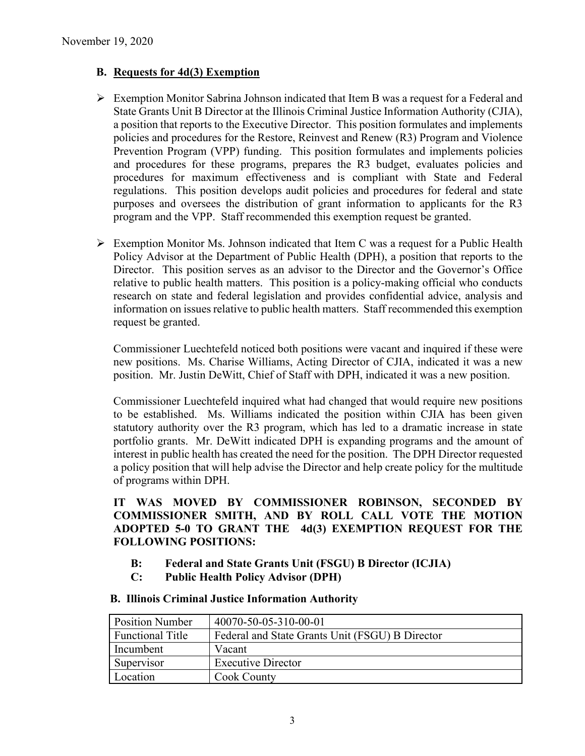November 19, 2020

## B. Requests for 4d(3) Exemption

- Exemption Monitor Sabrina Johnson indicated that Item B was a request for a Federal and State Grants Unit B Director at the Illinois Criminal Justice Information Authority (CJIA), a position that reports to the Executive Director. This position formulates and implements policies and procedures for the Restore, Reinvest and Renew (R3) Program and Violence Prevention Program (VPP) funding. This position formulates and implements policies and procedures for these programs, prepares the R3 budget, evaluates policies and procedures for maximum effectiveness and is compliant with State and Federal regulations. This position develops audit policies and procedures for federal and state purposes and oversees the distribution of grant information to applicants for the R3 program and the VPP. Staff recommended this exemption request be granted.

- Exemption Monitor Ms. Johnson indicated that Item C was a request for a Public Health Policy Advisor at the Department of Public Health (DPH), a position that reports to the Director. This position serves as an advisor to the Director and the Governor's Office relative to public health matters. This position is a policy-making official who conducts research on state and federal legislation and provides confidential advice, analysis and information on issues relative to public health matters. Staff recommended this exemption request be granted.

  Commissioner Luechtefeld noticed both positions were vacant and inquired if these were new positions. Ms. Charise Williams, Acting Director of CJIA, indicated it was a new position. Mr. Justin DeWitt, Chief of Staff with DPH, indicated it was a new position.

  Commissioner Luechtefeld inquired what had changed that would require new positions to be established. Ms. Williams indicated the position within CJIA has been given statutory authority over the R3 program, which has led to a dramatic increase in state portfolio grants. Mr. DeWitt indicated DPH is expanding programs and the amount of interest in public health has created the need for the position. The DPH Director requested a policy position that will help advise the Director and help create policy for the multitude of programs within DPH.

  **IT WAS MOVED BY COMMISSIONER ROBINSON, SECONDED BY COMMISSIONER SMITH, AND BY ROLL CALL VOTE THE MOTION ADOPTED 5-0 TO GRANT THE 4d(3) EXEMPTION REQUEST FOR THE FOLLOWING POSITIONS:**

  **B: Federal and State Grants Unit (FSGU) B Director (ICJIA)**
  **C: Public Health Policy Advisor (DPH)**

### B. Illinois Criminal Justice Information Authority

| Position Number | 40070-50-05-310-00-01 |
|---|---|
| Functional Title | Federal and State Grants Unit (FSGU) B Director |
| Incumbent | Vacant |
| Supervisor | Executive Director |
| Location | Cook County |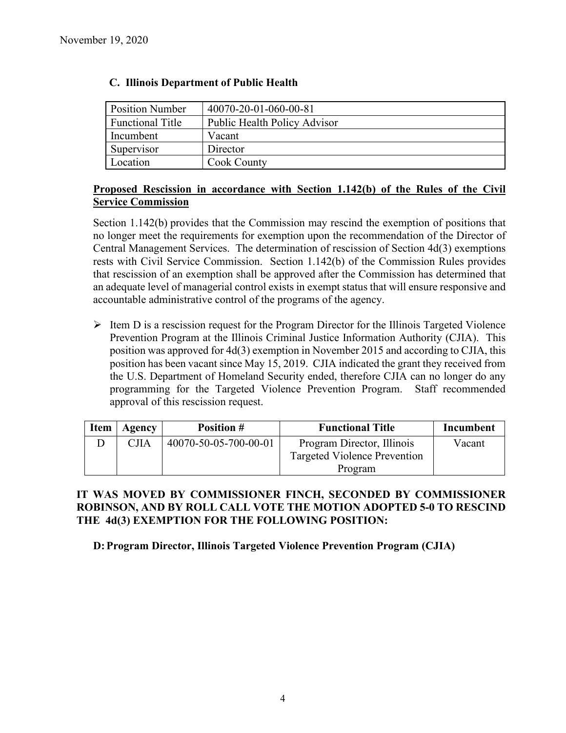November 19, 2020

### C. Illinois Department of Public Health

| Position Number | 40070-20-01-060-00-81 |
|---|---|
| Functional Title | Public Health Policy Advisor |
| Incumbent | Vacant |
| Supervisor | Director |
| Location | Cook County |

**Proposed Rescission in accordance with Section 1.142(b) of the Rules of the Civil Service Commission**

Section 1.142(b) provides that the Commission may rescind the exemption of positions that no longer meet the requirements for exemption upon the recommendation of the Director of Central Management Services. The determination of rescission of Section 4d(3) exemptions rests with Civil Service Commission. Section 1.142(b) of the Commission Rules provides that rescission of an exemption shall be approved after the Commission has determined that an adequate level of managerial control exists in exempt status that will ensure responsive and accountable administrative control of the programs of the agency.

- Item D is a rescission request for the Program Director for the Illinois Targeted Violence Prevention Program at the Illinois Criminal Justice Information Authority (CJIA). This position was approved for 4d(3) exemption in November 2015 and according to CJIA, this position has been vacant since May 15, 2019. CJIA indicated the grant they received from the U.S. Department of Homeland Security ended, therefore CJIA can no longer do any programming for the Targeted Violence Prevention Program. Staff recommended approval of this rescission request.

| Item | Agency | Position # | Functional Title | Incumbent |
|---|---|---|---|---|
| D | CJIA | 40070-50-05-700-00-01 | Program Director, Illinois Targeted Violence Prevention Program | Vacant |

**IT WAS MOVED BY COMMISSIONER FINCH, SECONDED BY COMMISSIONER ROBINSON, AND BY ROLL CALL VOTE THE MOTION ADOPTED 5-0 TO RESCIND THE 4d(3) EXEMPTION FOR THE FOLLOWING POSITION:**

**D: Program Director, Illinois Targeted Violence Prevention Program (CJIA)**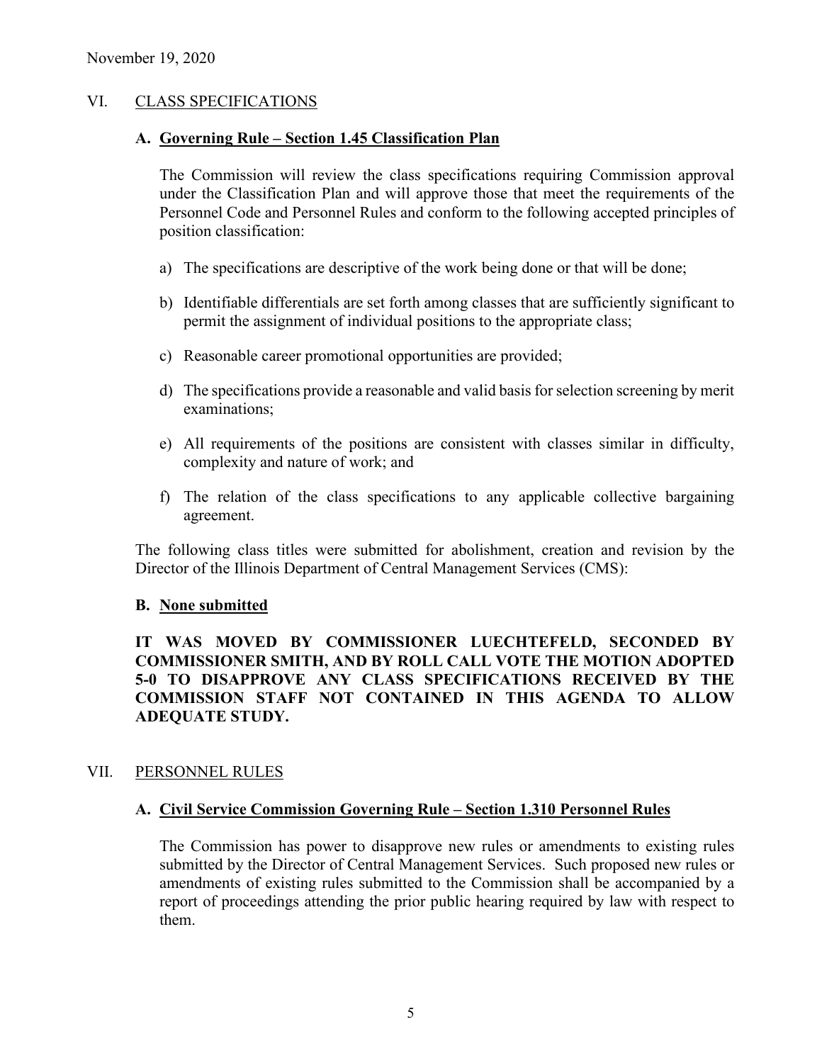November 19, 2020

## VI. CLASS SPECIFICATIONS

### A. Governing Rule – Section 1.45 Classification Plan

The Commission will review the class specifications requiring Commission approval under the Classification Plan and will approve those that meet the requirements of the Personnel Code and Personnel Rules and conform to the following accepted principles of position classification:

a) The specifications are descriptive of the work being done or that will be done;

b) Identifiable differentials are set forth among classes that are sufficiently significant to permit the assignment of individual positions to the appropriate class;

c) Reasonable career promotional opportunities are provided;

d) The specifications provide a reasonable and valid basis for selection screening by merit examinations;

e) All requirements of the positions are consistent with classes similar in difficulty, complexity and nature of work; and

f) The relation of the class specifications to any applicable collective bargaining agreement.

The following class titles were submitted for abolishment, creation and revision by the Director of the Illinois Department of Central Management Services (CMS):

### B. None submitted

**IT WAS MOVED BY COMMISSIONER LUECHTEFELD, SECONDED BY COMMISSIONER SMITH, AND BY ROLL CALL VOTE THE MOTION ADOPTED 5-0 TO DISAPPROVE ANY CLASS SPECIFICATIONS RECEIVED BY THE COMMISSION STAFF NOT CONTAINED IN THIS AGENDA TO ALLOW ADEQUATE STUDY.**

## VII. PERSONNEL RULES

### A. Civil Service Commission Governing Rule – Section 1.310 Personnel Rules

The Commission has power to disapprove new rules or amendments to existing rules submitted by the Director of Central Management Services. Such proposed new rules or amendments of existing rules submitted to the Commission shall be accompanied by a report of proceedings attending the prior public hearing required by law with respect to them.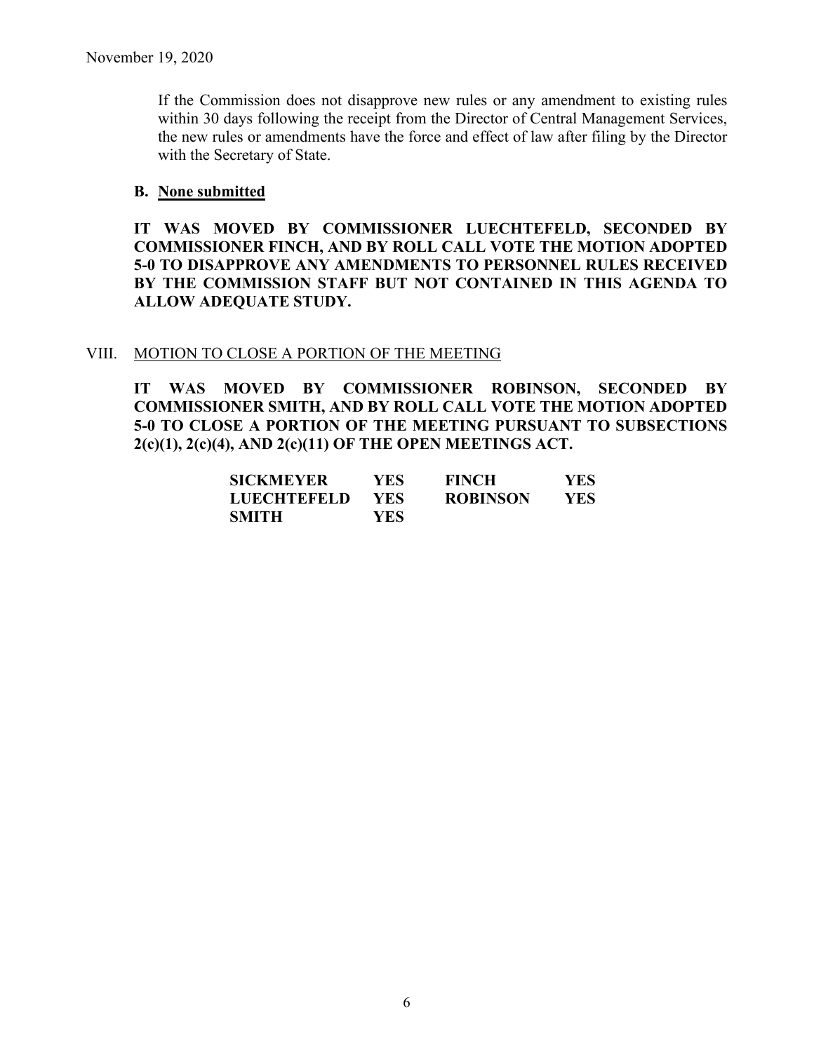If the Commission does not disapprove new rules or any amendment to existing rules within 30 days following the receipt from the Director of Central Management Services, the new rules or amendments have the force and effect of law after filing by the Director with the Secretary of State.

**B. None submitted**

**IT WAS MOVED BY COMMISSIONER LUECHTEFELD, SECONDED BY COMMISSIONER FINCH, AND BY ROLL CALL VOTE THE MOTION ADOPTED 5-0 TO DISAPPROVE ANY AMENDMENTS TO PERSONNEL RULES RECEIVED BY THE COMMISSION STAFF BUT NOT CONTAINED IN THIS AGENDA TO ALLOW ADEQUATE STUDY.**

## VIII. MOTION TO CLOSE A PORTION OF THE MEETING

**IT WAS MOVED BY COMMISSIONER ROBINSON, SECONDED BY COMMISSIONER SMITH, AND BY ROLL CALL VOTE THE MOTION ADOPTED 5-0 TO CLOSE A PORTION OF THE MEETING PURSUANT TO SUBSECTIONS 2(c)(1), 2(c)(4), AND 2(c)(11) OF THE OPEN MEETINGS ACT.**

| | | | |
|---|---|---|---|
| **SICKMEYER** | **YES** | **FINCH** | **YES** |
| **LUECHTEFELD** | **YES** | **ROBINSON** | **YES** |
| **SMITH** | **YES** | | |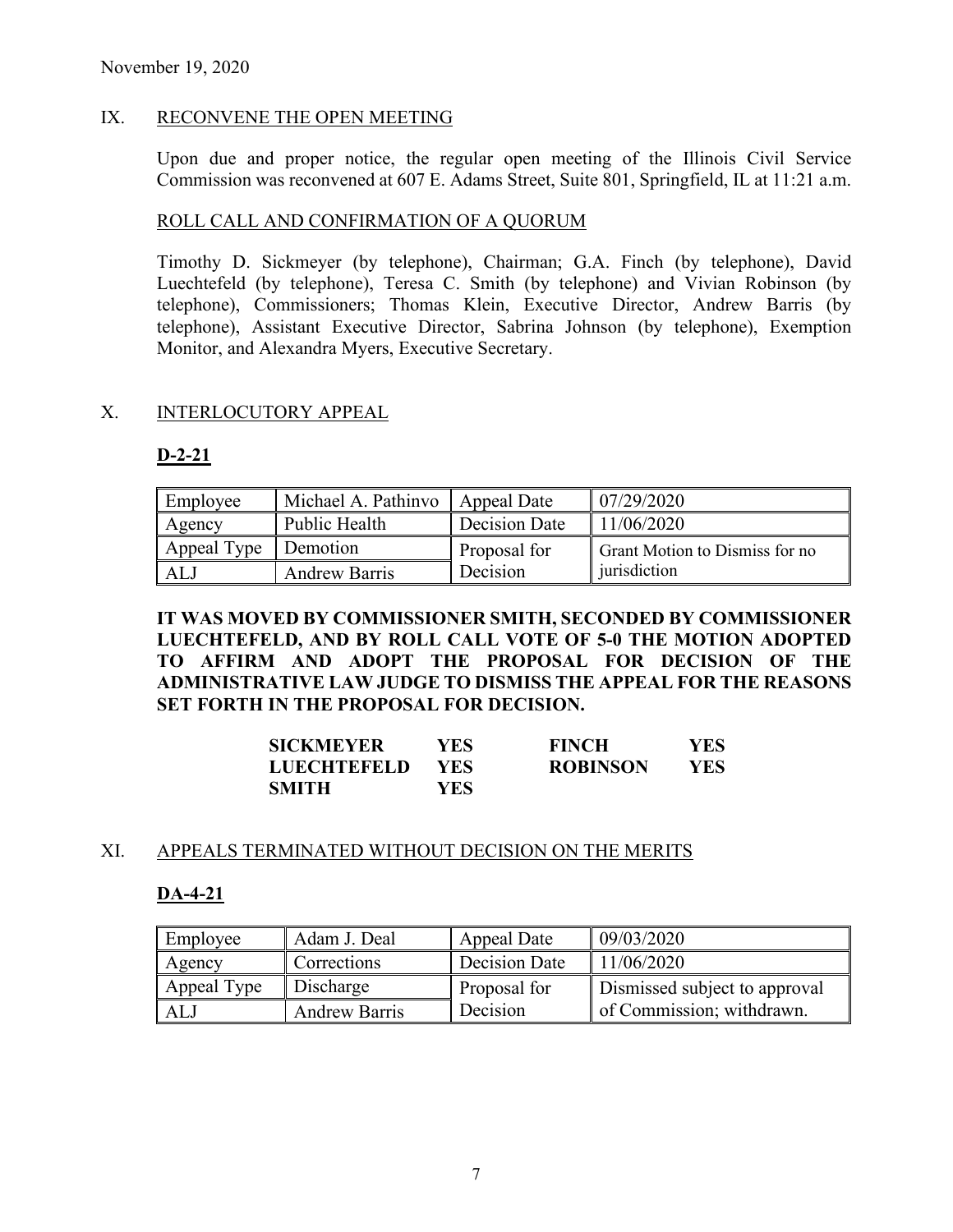November 19, 2020

## IX. RECONVENE THE OPEN MEETING

Upon due and proper notice, the regular open meeting of the Illinois Civil Service Commission was reconvened at 607 E. Adams Street, Suite 801, Springfield, IL at 11:21 a.m.

### ROLL CALL AND CONFIRMATION OF A QUORUM

Timothy D. Sickmeyer (by telephone), Chairman; G.A. Finch (by telephone), David Luechtefeld (by telephone), Teresa C. Smith (by telephone) and Vivian Robinson (by telephone), Commissioners; Thomas Klein, Executive Director, Andrew Barris (by telephone), Assistant Executive Director, Sabrina Johnson (by telephone), Exemption Monitor, and Alexandra Myers, Executive Secretary.

## X. INTERLOCUTORY APPEAL

### D-2-21

| Employee | Michael A. Pathinvo | Appeal Date | 07/29/2020 |
|---|---|---|---|
| Agency | Public Health | Decision Date | 11/06/2020 |
| Appeal Type | Demotion | Proposal for Decision | Grant Motion to Dismiss for no jurisdiction |
| ALJ | Andrew Barris | | |

**IT WAS MOVED BY COMMISSIONER SMITH, SECONDED BY COMMISSIONER LUECHTEFELD, AND BY ROLL CALL VOTE OF 5-0 THE MOTION ADOPTED TO AFFIRM AND ADOPT THE PROPOSAL FOR DECISION OF THE ADMINISTRATIVE LAW JUDGE TO DISMISS THE APPEAL FOR THE REASONS SET FORTH IN THE PROPOSAL FOR DECISION.**

| | | | |
|---|---|---|---|
| **SICKMEYER** | **YES** | **FINCH** | **YES** |
| **LUECHTEFELD** | **YES** | **ROBINSON** | **YES** |
| **SMITH** | **YES** | | |

## XI. APPEALS TERMINATED WITHOUT DECISION ON THE MERITS

### DA-4-21

| Employee | Adam J. Deal | Appeal Date | 09/03/2020 |
|---|---|---|---|
| Agency | Corrections | Decision Date | 11/06/2020 |
| Appeal Type | Discharge | Proposal for Decision | Dismissed subject to approval of Commission; withdrawn. |
| ALJ | Andrew Barris | | |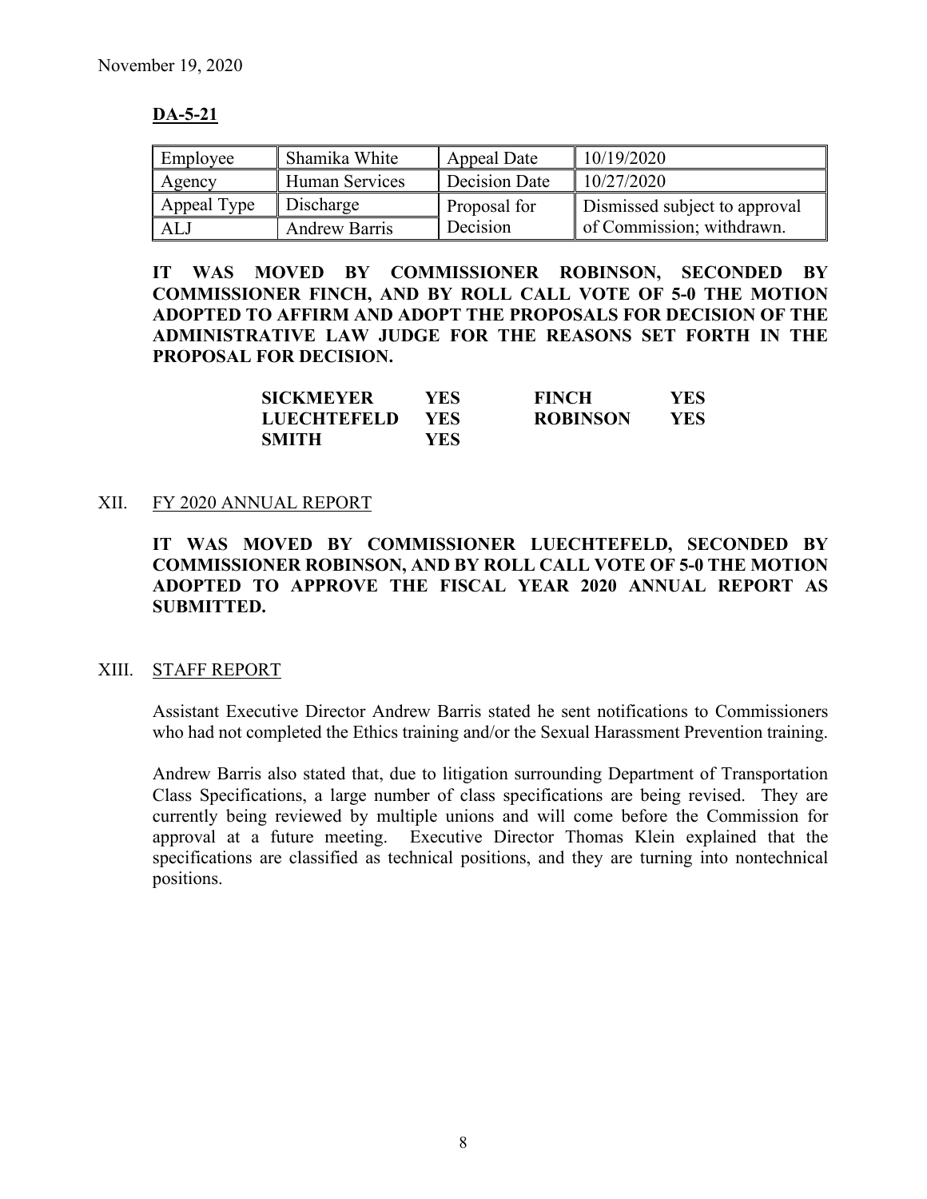November 19, 2020

**DA-5-21**

| Employee | Shamika White | Appeal Date | 10/19/2020 |
|---|---|---|---|
| Agency | Human Services | Decision Date | 10/27/2020 |
| Appeal Type | Discharge | Proposal for Decision | Dismissed subject to approval of Commission; withdrawn. |
| ALJ | Andrew Barris | | |

**IT WAS MOVED BY COMMISSIONER ROBINSON, SECONDED BY COMMISSIONER FINCH, AND BY ROLL CALL VOTE OF 5-0 THE MOTION ADOPTED TO AFFIRM AND ADOPT THE PROPOSALS FOR DECISION OF THE ADMINISTRATIVE LAW JUDGE FOR THE REASONS SET FORTH IN THE PROPOSAL FOR DECISION.**

| | | | |
|---|---|---|---|
| **SICKMEYER** | **YES** | **FINCH** | **YES** |
| **LUECHTEFELD** | **YES** | **ROBINSON** | **YES** |
| **SMITH** | **YES** | | |

## XII. FY 2020 ANNUAL REPORT

**IT WAS MOVED BY COMMISSIONER LUECHTEFELD, SECONDED BY COMMISSIONER ROBINSON, AND BY ROLL CALL VOTE OF 5-0 THE MOTION ADOPTED TO APPROVE THE FISCAL YEAR 2020 ANNUAL REPORT AS SUBMITTED.**

## XIII. STAFF REPORT

Assistant Executive Director Andrew Barris stated he sent notifications to Commissioners who had not completed the Ethics training and/or the Sexual Harassment Prevention training.

Andrew Barris also stated that, due to litigation surrounding Department of Transportation Class Specifications, a large number of class specifications are being revised. They are currently being reviewed by multiple unions and will come before the Commission for approval at a future meeting. Executive Director Thomas Klein explained that the specifications are classified as technical positions, and they are turning into nontechnical positions.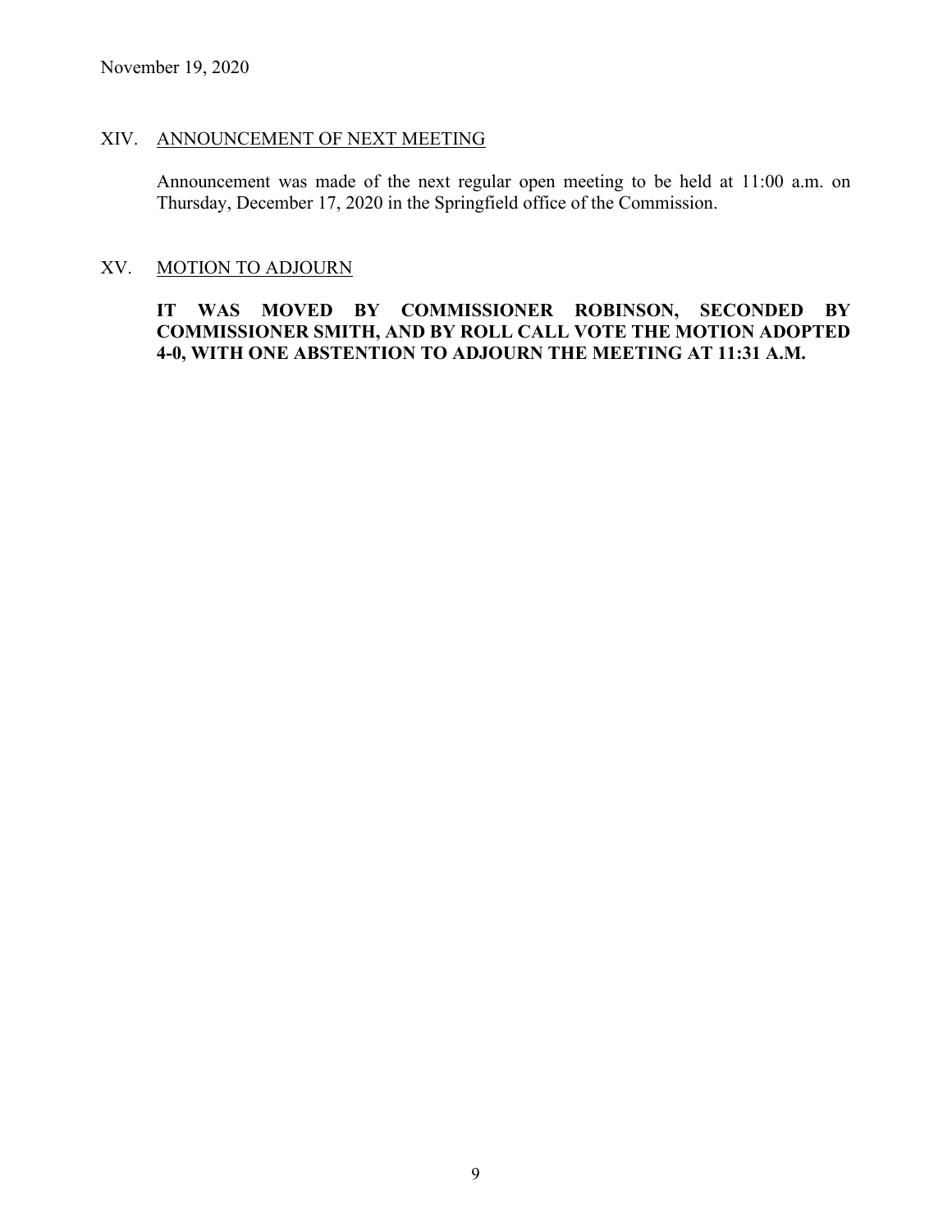## XIV. ANNOUNCEMENT OF NEXT MEETING

Announcement was made of the next regular open meeting to be held at 11:00 a.m. on Thursday, December 17, 2020 in the Springfield office of the Commission.

## XV. MOTION TO ADJOURN

**IT WAS MOVED BY COMMISSIONER ROBINSON, SECONDED BY COMMISSIONER SMITH, AND BY ROLL CALL VOTE THE MOTION ADOPTED 4-0, WITH ONE ABSTENTION TO ADJOURN THE MEETING AT 11:31 A.M.**